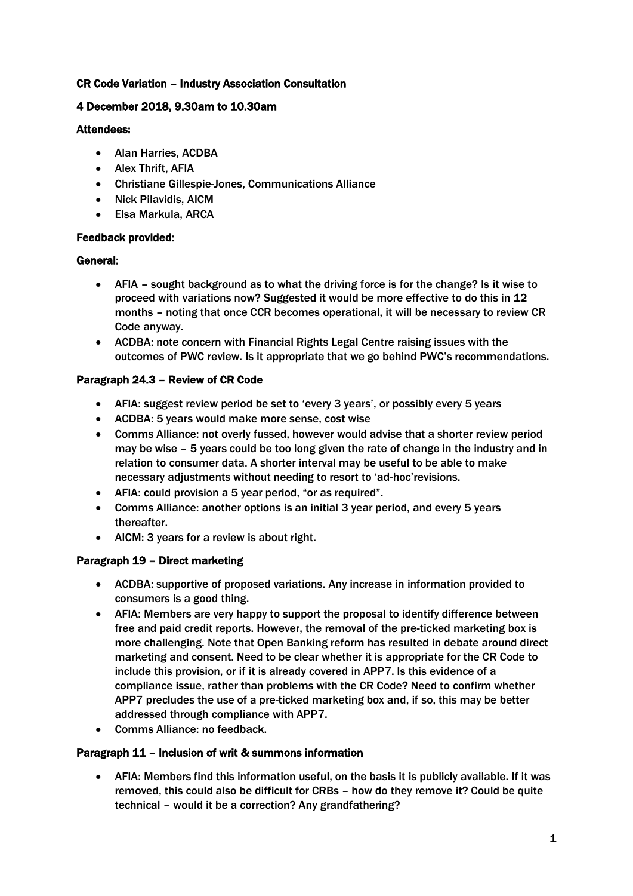**CR Code Variation – Industry Association Consultation**

**4 December 2018, 9.30am to 10.30am**

**Attendees:**

- Alan Harries, ACDBA
- Alex Thrift, AFIA
- Christiane Gillespie-Jones, Communications Alliance
- Nick Pilavidis, AICM
- Elsa Markula, ARCA

**Feedback provided:**

**General:**

- AFIA – sought background as to what the driving force is for the change? Is it wise to proceed with variations now? Suggested it would be more effective to do this in 12 months – noting that once CCR becomes operational, it will be necessary to review CR Code anyway.
- ACDBA: note concern with Financial Rights Legal Centre raising issues with the outcomes of PWC review. Is it appropriate that we go behind PWC's recommendations.

**Paragraph 24.3 – Review of CR Code**

- AFIA: suggest review period be set to 'every 3 years', or possibly every 5 years
- ACDBA: 5 years would make more sense, cost wise
- Comms Alliance: not overly fussed, however would advise that a shorter review period may be wise – 5 years could be too long given the rate of change in the industry and in relation to consumer data. A shorter interval may be useful to be able to make necessary adjustments without needing to resort to 'ad-hoc'revisions.
- AFIA: could provision a 5 year period, "or as required".
- Comms Alliance: another options is an initial 3 year period, and every 5 years thereafter.
- AICM: 3 years for a review is about right.

**Paragraph 19 – Direct marketing**

- ACDBA: supportive of proposed variations. Any increase in information provided to consumers is a good thing.
- AFIA: Members are very happy to support the proposal to identify difference between free and paid credit reports. However, the removal of the pre-ticked marketing box is more challenging. Note that Open Banking reform has resulted in debate around direct marketing and consent. Need to be clear whether it is appropriate for the CR Code to include this provision, or if it is already covered in APP7. Is this evidence of a compliance issue, rather than problems with the CR Code? Need to confirm whether APP7 precludes the use of a pre-ticked marketing box and, if so, this may be better addressed through compliance with APP7.
- Comms Alliance: no feedback.

**Paragraph 11 – Inclusion of writ & summons information**

- AFIA: Members find this information useful, on the basis it is publicly available. If it was removed, this could also be difficult for CRBs – how do they remove it? Could be quite technical – would it be a correction? Any grandfathering?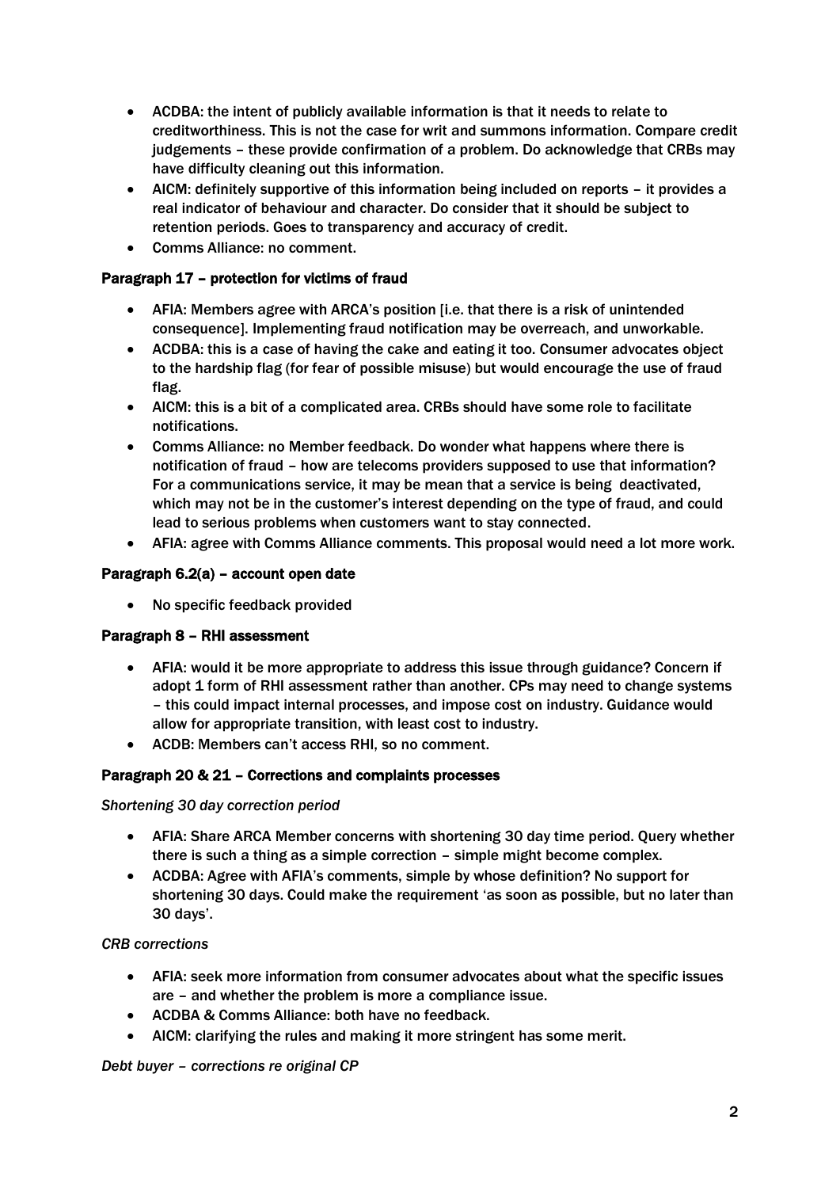- ACDBA: the intent of publicly available information is that it needs to relate to creditworthiness. This is not the case for writ and summons information. Compare credit judgements – these provide confirmation of a problem. Do acknowledge that CRBs may have difficulty cleaning out this information.
- AICM: definitely supportive of this information being included on reports – it provides a real indicator of behaviour and character. Do consider that it should be subject to retention periods. Goes to transparency and accuracy of credit.
- Comms Alliance: no comment.

#### Paragraph 17 – protection for victims of fraud

- AFIA: Members agree with ARCA's position [i.e. that there is a risk of unintended consequence]. Implementing fraud notification may be overreach, and unworkable.
- ACDBA: this is a case of having the cake and eating it too. Consumer advocates object to the hardship flag (for fear of possible misuse) but would encourage the use of fraud flag.
- AICM: this is a bit of a complicated area. CRBs should have some role to facilitate notifications.
- Comms Alliance: no Member feedback. Do wonder what happens where there is notification of fraud – how are telecoms providers supposed to use that information? For a communications service, it may be mean that a service is being deactivated, which may not be in the customer's interest depending on the type of fraud, and could lead to serious problems when customers want to stay connected.
- AFIA: agree with Comms Alliance comments. This proposal would need a lot more work.

#### Paragraph 6.2(a) – account open date

- No specific feedback provided

#### Paragraph 8 – RHI assessment

- AFIA: would it be more appropriate to address this issue through guidance? Concern if adopt 1 form of RHI assessment rather than another. CPs may need to change systems – this could impact internal processes, and impose cost on industry. Guidance would allow for appropriate transition, with least cost to industry.
- ACDB: Members can't access RHI, so no comment.

#### Paragraph 20 & 21 – Corrections and complaints processes

*Shortening 30 day correction period*

- AFIA: Share ARCA Member concerns with shortening 30 day time period. Query whether there is such a thing as a simple correction – simple might become complex.
- ACDBA: Agree with AFIA's comments, simple by whose definition? No support for shortening 30 days. Could make the requirement 'as soon as possible, but no later than 30 days'.

*CRB corrections*

- AFIA: seek more information from consumer advocates about what the specific issues are – and whether the problem is more a compliance issue.
- ACDBA & Comms Alliance: both have no feedback.
- AICM: clarifying the rules and making it more stringent has some merit.

*Debt buyer – corrections re original CP*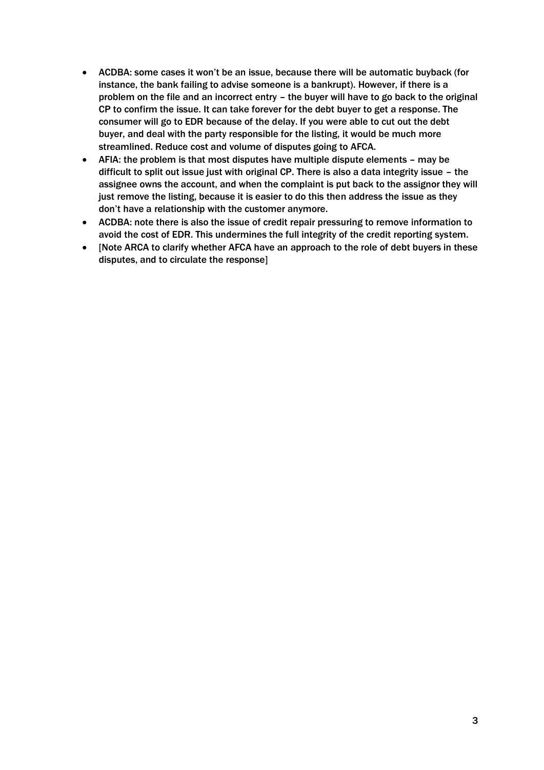- ACDBA: some cases it won't be an issue, because there will be automatic buyback (for instance, the bank failing to advise someone is a bankrupt). However, if there is a problem on the file and an incorrect entry – the buyer will have to go back to the original CP to confirm the issue. It can take forever for the debt buyer to get a response. The consumer will go to EDR because of the delay. If you were able to cut out the debt buyer, and deal with the party responsible for the listing, it would be much more streamlined. Reduce cost and volume of disputes going to AFCA.
- AFIA: the problem is that most disputes have multiple dispute elements – may be difficult to split out issue just with original CP. There is also a data integrity issue – the assignee owns the account, and when the complaint is put back to the assignor they will just remove the listing, because it is easier to do this then address the issue as they don't have a relationship with the customer anymore.
- ACDBA: note there is also the issue of credit repair pressuring to remove information to avoid the cost of EDR. This undermines the full integrity of the credit reporting system.
- [Note ARCA to clarify whether AFCA have an approach to the role of debt buyers in these disputes, and to circulate the response]